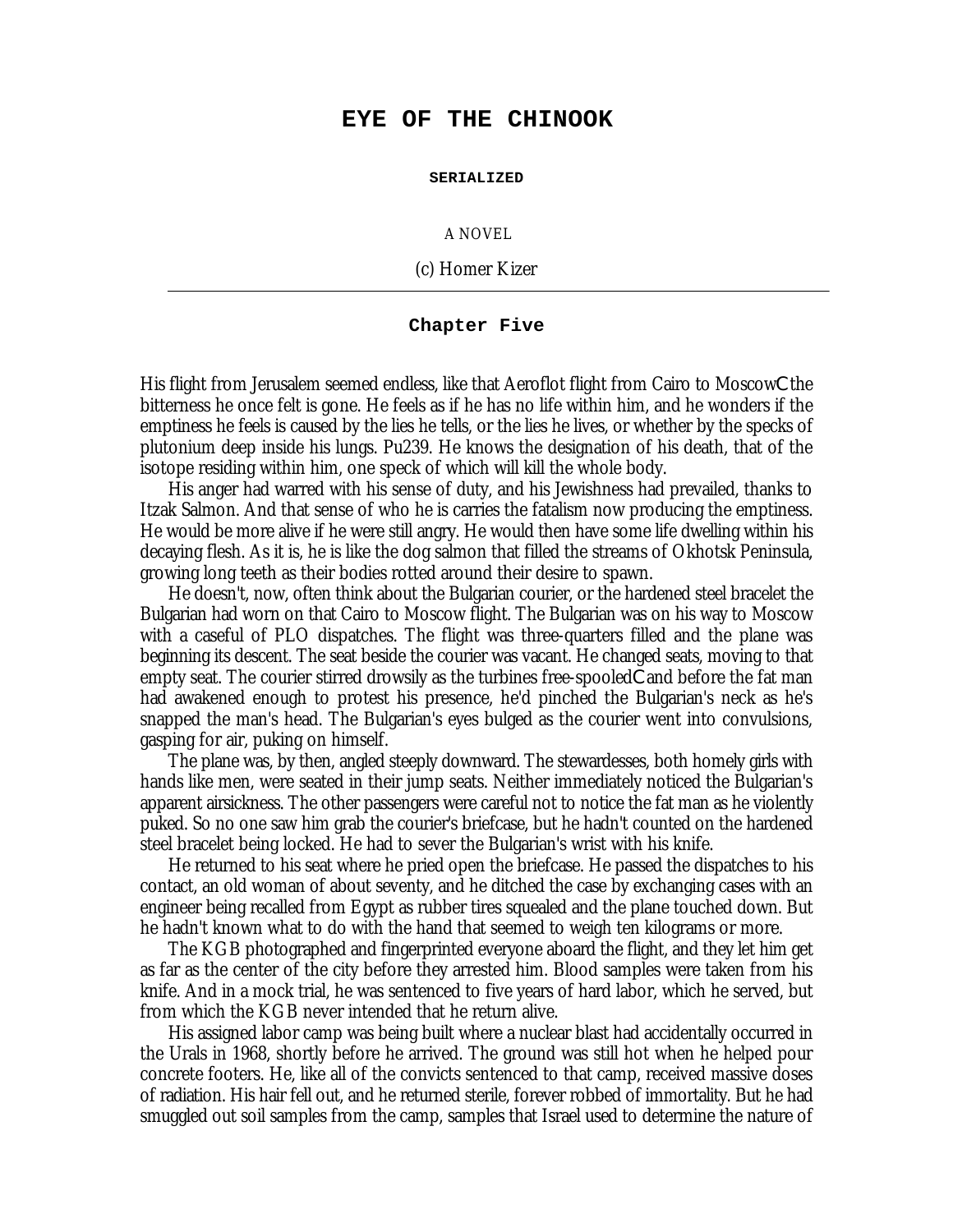# EYE OF THE CHINOOK

**SERIALIZED**

A NOVEL

(c) Homer Kizer

---

## Chapter Five

His flight from Jerusalem seemed endless, like that Aeroflot flight from Cairo to MoscowCthe bitterness he once felt is gone. He feels as if he has no life within him, and he wonders if the emptiness he feels is caused by the lies he tells, or the lies he lives, or whether by the specks of plutonium deep inside his lungs. Pu239. He knows the designation of his death, that of the isotope residing within him, one speck of which will kill the whole body.

His anger had warred with his sense of duty, and his Jewishness had prevailed, thanks to Itzak Salmon. And that sense of who he is carries the fatalism now producing the emptiness. He would be more alive if he were still angry. He would then have some life dwelling within his decaying flesh. As it is, he is like the dog salmon that filled the streams of Okhotsk Peninsula, growing long teeth as their bodies rotted around their desire to spawn.

He doesn't, now, often think about the Bulgarian courier, or the hardened steel bracelet the Bulgarian had worn on that Cairo to Moscow flight. The Bulgarian was on his way to Moscow with a caseful of PLO dispatches. The flight was three-quarters filled and the plane was beginning its descent. The seat beside the courier was vacant. He changed seats, moving to that empty seat. The courier stirred drowsily as the turbines free-spooledCand before the fat man had awakened enough to protest his presence, he'd pinched the Bulgarian's neck as he's snapped the man's head. The Bulgarian's eyes bulged as the courier went into convulsions, gasping for air, puking on himself.

The plane was, by then, angled steeply downward. The stewardesses, both homely girls with hands like men, were seated in their jump seats. Neither immediately noticed the Bulgarian's apparent airsickness. The other passengers were careful not to notice the fat man as he violently puked. So no one saw him grab the courier's briefcase, but he hadn't counted on the hardened steel bracelet being locked. He had to sever the Bulgarian's wrist with his knife.

He returned to his seat where he pried open the briefcase. He passed the dispatches to his contact, an old woman of about seventy, and he ditched the case by exchanging cases with an engineer being recalled from Egypt as rubber tires squealed and the plane touched down. But he hadn't known what to do with the hand that seemed to weigh ten kilograms or more.

The KGB photographed and fingerprinted everyone aboard the flight, and they let him get as far as the center of the city before they arrested him. Blood samples were taken from his knife. And in a mock trial, he was sentenced to five years of hard labor, which he served, but from which the KGB never intended that he return alive.

His assigned labor camp was being built where a nuclear blast had accidentally occurred in the Urals in 1968, shortly before he arrived. The ground was still hot when he helped pour concrete footers. He, like all of the convicts sentenced to that camp, received massive doses of radiation. His hair fell out, and he returned sterile, forever robbed of immortality. But he had smuggled out soil samples from the camp, samples that Israel used to determine the nature of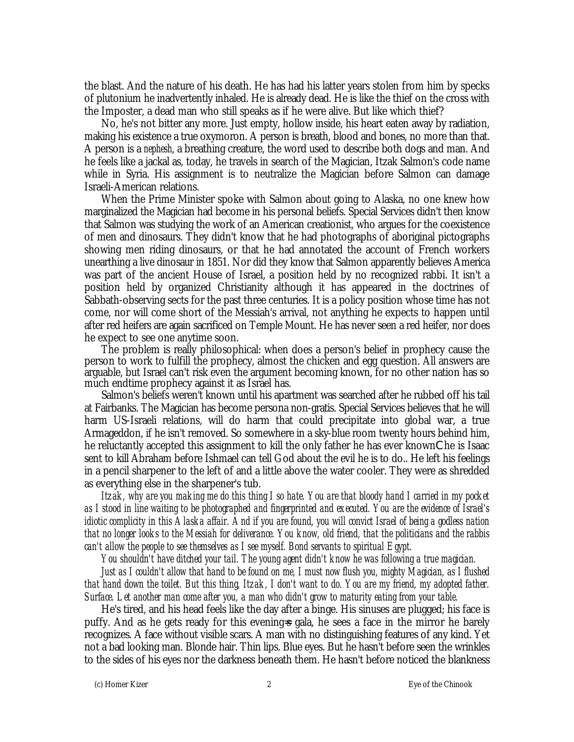the blast. And the nature of his death. He has had his latter years stolen from him by specks of plutonium he inadvertently inhaled. He is already dead. He is like the thief on the cross with the Imposter, a dead man who still speaks as if he were alive. But like which thief?

No, he's not bitter any more. Just empty, hollow inside, his heart eaten away by radiation, making his existence a true oxymoron. A person is breath, blood and bones, no more than that. A person is a *nephesh*, a breathing creature, the word used to describe both dogs and man. And he feels like a jackal as, today, he travels in search of the Magician, Itzak Salmon's code name while in Syria. His assignment is to neutralize the Magician before Salmon can damage Israeli-American relations.

When the Prime Minister spoke with Salmon about going to Alaska, no one knew how marginalized the Magician had become in his personal beliefs. Special Services didn't then know that Salmon was studying the work of an American creationist, who argues for the coexistence of men and dinosaurs. They didn't know that he had photographs of aboriginal pictographs showing men riding dinosaurs, or that he had annotated the account of French workers unearthing a live dinosaur in 1851. Nor did they know that Salmon apparently believes America was part of the ancient House of Israel, a position held by no recognized rabbi. It isn't a position held by organized Christianity although it has appeared in the doctrines of Sabbath-observing sects for the past three centuries. It is a policy position whose time has not come, nor will come short of the Messiah's arrival, not anything he expects to happen until after red heifers are again sacrificed on Temple Mount. He has never seen a red heifer, nor does he expect to see one anytime soon.

The problem is really philosophical: when does a person's belief in prophecy cause the person to work to fulfill the prophecy, almost the chicken and egg question. All answers are arguable, but Israel can't risk even the argument becoming known, for no other nation has so much endtime prophecy against it as Israel has.

Salmon's beliefs weren't known until his apartment was searched after he rubbed off his tail at Fairbanks. The Magician has become persona non-gratis. Special Services believes that he will harm US-Israeli relations, will do harm that could precipitate into global war, a true Armageddon, if he isn't removed. So somewhere in a sky-blue room twenty hours behind him, he reluctantly accepted this assignment to kill the only father he has ever known—he is Isaac sent to kill Abraham before Ishmael can tell God about the evil he is to do.. He left his feelings in a pencil sharpener to the left of and a little above the water cooler. They were as shredded as everything else in the sharpener's tub.

*Itzak, why are you making me do this thing I so hate. You are that bloody hand I carried in my pocket as I stood in line waiting to be photographed and fingerprinted and executed. You are the evidence of Israel's idiotic complicity in this Alaska affair. And if you are found, you will convict Israel of being a godless nation that no longer looks to the Messiah for deliverance. You know, old friend, that the politicians and the rabbis can't allow the people to see themselves as I see myself. Bond servants to spiritual Egypt.*

*You shouldn't have ditched your tail. The young agent didn't know he was following a true magician.*

*Just as I couldn't allow that hand to be found on me, I must now flush you, mighty Magician, as I flushed that hand down the toilet. But this thing, Itzak, I don't want to do. You are my friend, my adopted father. Surface. Let another man come after you, a man who didn't grow to maturity eating from your table.*

He's tired, and his head feels like the day after a binge. His sinuses are plugged; his face is puffy. And as he gets ready for this evening's gala, he sees a face in the mirror he barely recognizes. A face without visible scars. A man with no distinguishing features of any kind. Yet not a bad looking man. Blonde hair. Thin lips. Blue eyes. But he hasn't before seen the wrinkles to the sides of his eyes nor the darkness beneath them. He hasn't before noticed the blankness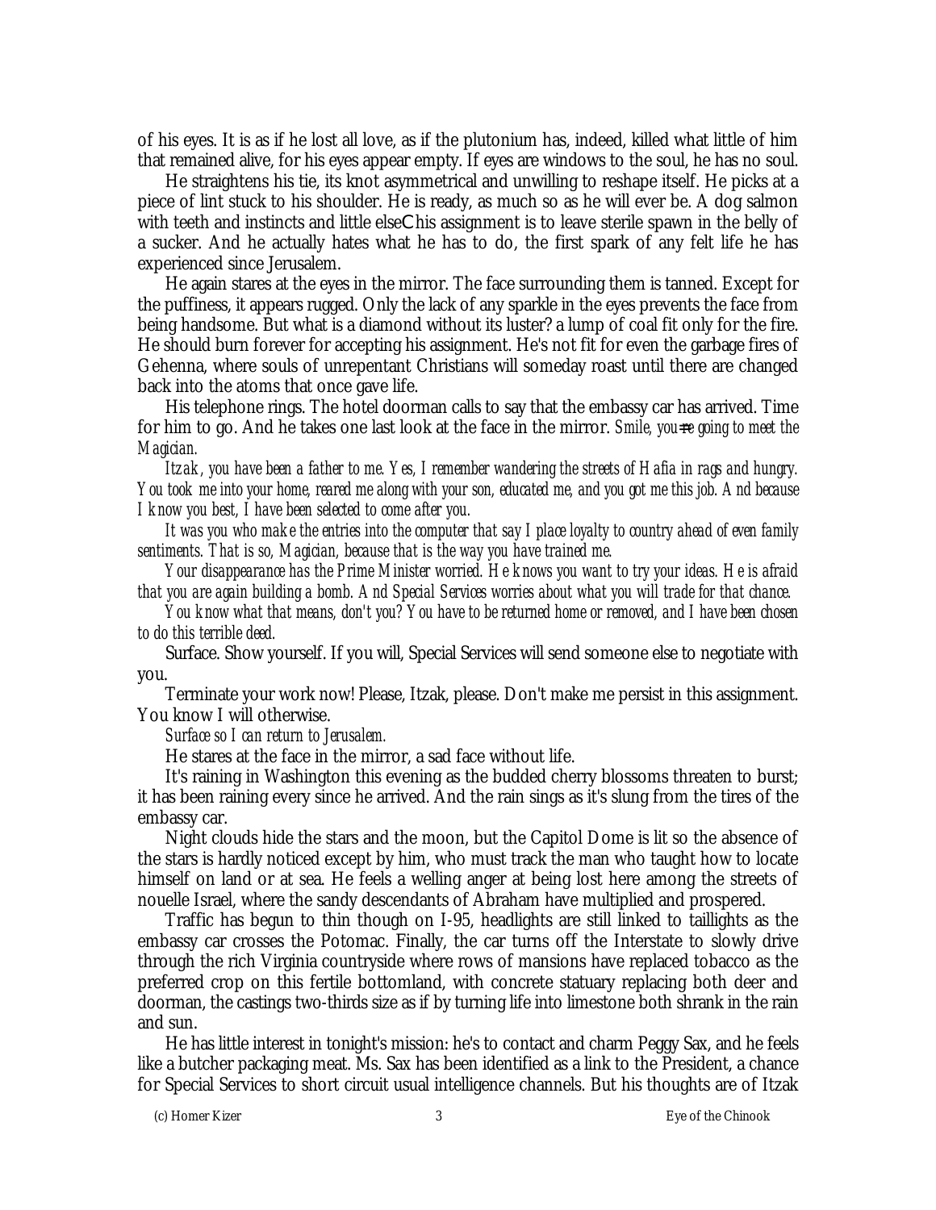of his eyes. It is as if he lost all love, as if the plutonium has, indeed, killed what little of him that remained alive, for his eyes appear empty. If eyes are windows to the soul, he has no soul.

He straightens his tie, its knot asymmetrical and unwilling to reshape itself. He picks at a piece of lint stuck to his shoulder. He is ready, as much so as he will ever be. A dog salmon with teeth and instincts and little elseChis assignment is to leave sterile spawn in the belly of a sucker. And he actually hates what he has to do, the first spark of any felt life he has experienced since Jerusalem.

He again stares at the eyes in the mirror. The face surrounding them is tanned. Except for the puffiness, it appears rugged. Only the lack of any sparkle in the eyes prevents the face from being handsome. But what is a diamond without its luster? a lump of coal fit only for the fire. He should burn forever for accepting his assignment. He's not fit for even the garbage fires of Gehenna, where souls of unrepentant Christians will someday roast until there are changed back into the atoms that once gave life.

His telephone rings. The hotel doorman calls to say that the embassy car has arrived. Time for him to go. And he takes one last look at the face in the mirror. *Smile, you=re going to meet the Magician.*

*Itzak, you have been a father to me. Yes, I remember wandering the streets of Hafia in rags and hungry. You took me into your home, reared me along with your son, educated me, and you got me this job. And because I know you best, I have been selected to come after you.*

*It was you who make the entries into the computer that say I place loyalty to country ahead of even family sentiments. That is so, Magician, because that is the way you have trained me.*

*Your disappearance has the Prime Minister worried. He knows you want to try your ideas. He is afraid that you are again building a bomb. And Special Services worries about what you will trade for that chance.*

*You know what that means, don't you? You have to be returned home or removed, and I have been chosen to do this terrible deed.*

Surface. Show yourself. If you will, Special Services will send someone else to negotiate with you.

Terminate your work now! Please, Itzak, please. Don't make me persist in this assignment. You know I will otherwise.

*Surface so I can return to Jerusalem.*

He stares at the face in the mirror, a sad face without life.

It's raining in Washington this evening as the budded cherry blossoms threaten to burst; it has been raining every since he arrived. And the rain sings as it's slung from the tires of the embassy car.

Night clouds hide the stars and the moon, but the Capitol Dome is lit so the absence of the stars is hardly noticed except by him, who must track the man who taught how to locate himself on land or at sea. He feels a welling anger at being lost here among the streets of nouelle Israel, where the sandy descendants of Abraham have multiplied and prospered.

Traffic has begun to thin though on I-95, headlights are still linked to taillights as the embassy car crosses the Potomac. Finally, the car turns off the Interstate to slowly drive through the rich Virginia countryside where rows of mansions have replaced tobacco as the preferred crop on this fertile bottomland, with concrete statuary replacing both deer and doorman, the castings two-thirds size as if by turning life into limestone both shrank in the rain and sun.

He has little interest in tonight's mission: he's to contact and charm Peggy Sax, and he feels like a butcher packaging meat. Ms. Sax has been identified as a link to the President, a chance for Special Services to short circuit usual intelligence channels. But his thoughts are of Itzak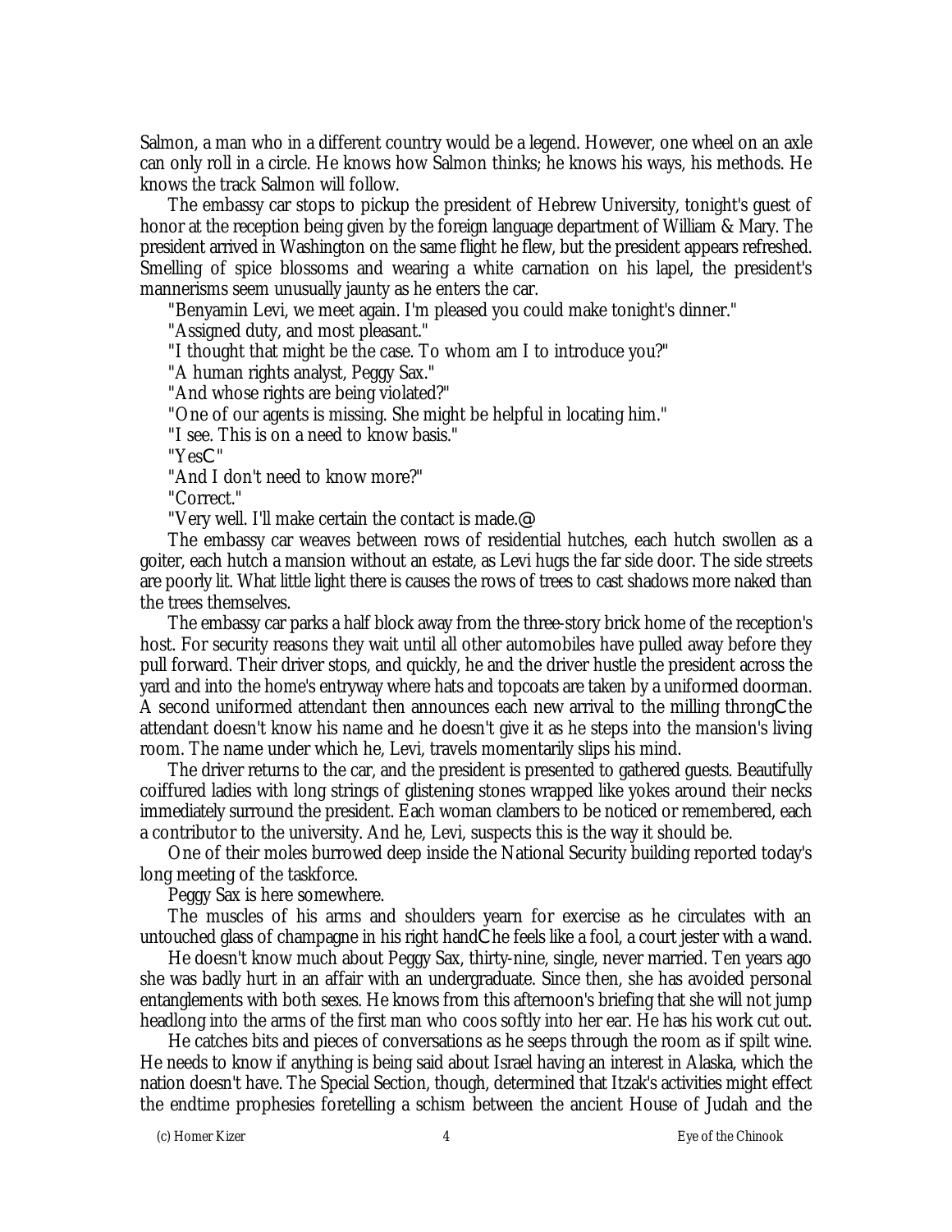Salmon, a man who in a different country would be a legend. However, one wheel on an axle can only roll in a circle. He knows how Salmon thinks; he knows his ways, his methods. He knows the track Salmon will follow.

The embassy car stops to pickup the president of Hebrew University, tonight's guest of honor at the reception being given by the foreign language department of William & Mary. The president arrived in Washington on the same flight he flew, but the president appears refreshed. Smelling of spice blossoms and wearing a white carnation on his lapel, the president's mannerisms seem unusually jaunty as he enters the car.

"Benyamin Levi, we meet again. I'm pleased you could make tonight's dinner."

"Assigned duty, and most pleasant."

"I thought that might be the case. To whom am I to introduce you?"

"A human rights analyst, Peggy Sax."

"And whose rights are being violated?"

"One of our agents is missing. She might be helpful in locating him."

"I see. This is on a need to know basis."

"YesC"

"And I don't need to know more?"

"Correct."

"Very well. I'll make certain the contact is made.@

The embassy car weaves between rows of residential hutches, each hutch swollen as a goiter, each hutch a mansion without an estate, as Levi hugs the far side door. The side streets are poorly lit. What little light there is causes the rows of trees to cast shadows more naked than the trees themselves.

The embassy car parks a half block away from the three-story brick home of the reception's host. For security reasons they wait until all other automobiles have pulled away before they pull forward. Their driver stops, and quickly, he and the driver hustle the president across the yard and into the home's entryway where hats and topcoats are taken by a uniformed doorman. A second uniformed attendant then announces each new arrival to the milling throngCthe attendant doesn't know his name and he doesn't give it as he steps into the mansion's living room. The name under which he, Levi, travels momentarily slips his mind.

The driver returns to the car, and the president is presented to gathered guests. Beautifully coiffured ladies with long strings of glistening stones wrapped like yokes around their necks immediately surround the president. Each woman clambers to be noticed or remembered, each a contributor to the university. And he, Levi, suspects this is the way it should be.

One of their moles burrowed deep inside the National Security building reported today's long meeting of the taskforce.

Peggy Sax is here somewhere.

The muscles of his arms and shoulders yearn for exercise as he circulates with an untouched glass of champagne in his right handChe feels like a fool, a court jester with a wand.

He doesn't know much about Peggy Sax, thirty-nine, single, never married. Ten years ago she was badly hurt in an affair with an undergraduate. Since then, she has avoided personal entanglements with both sexes. He knows from this afternoon's briefing that she will not jump headlong into the arms of the first man who coos softly into her ear. He has his work cut out.

He catches bits and pieces of conversations as he seeps through the room as if spilt wine. He needs to know if anything is being said about Israel having an interest in Alaska, which the nation doesn't have. The Special Section, though, determined that Itzak's activities might effect the endtime prophesies foretelling a schism between the ancient House of Judah and the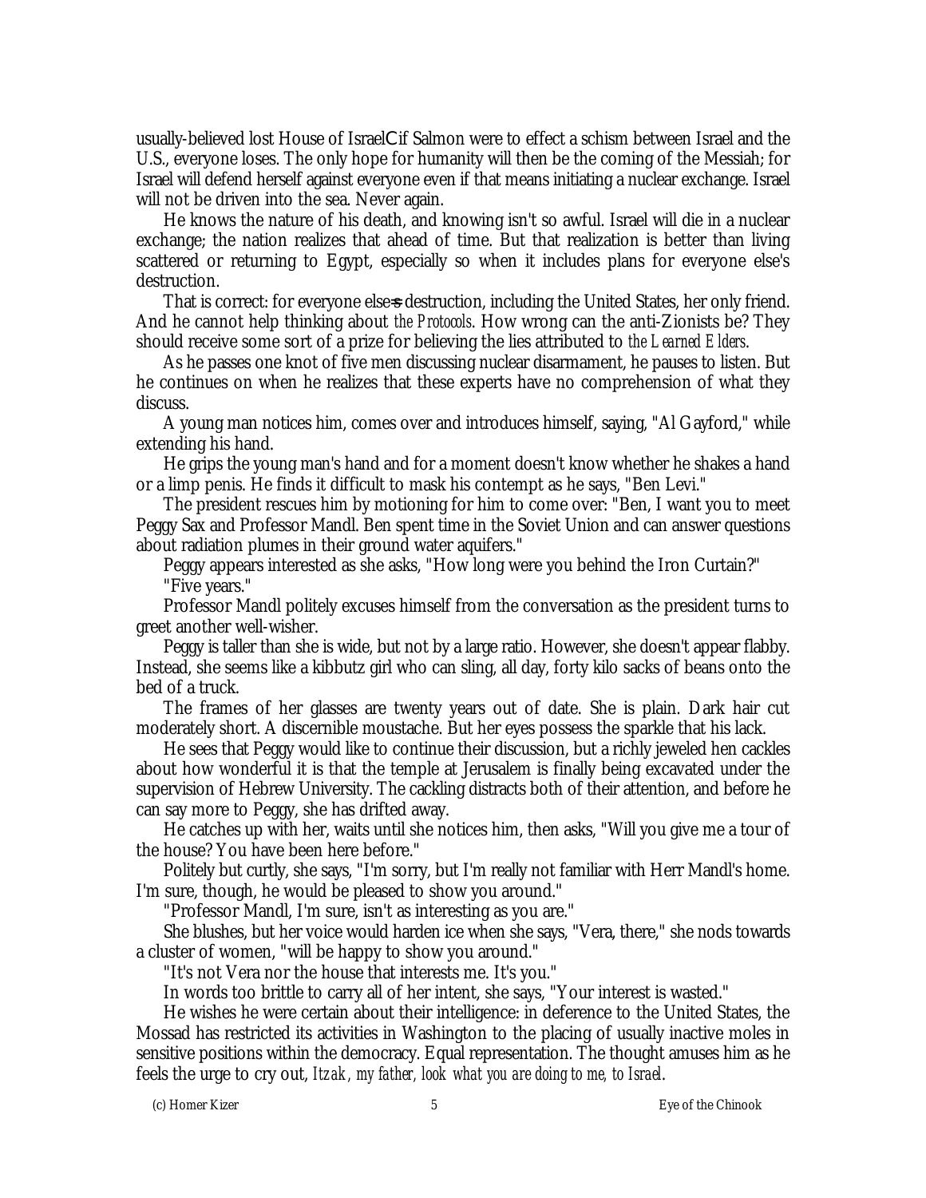usually-believed lost House of IsraelCif Salmon were to effect a schism between Israel and the U.S., everyone loses. The only hope for humanity will then be the coming of the Messiah; for Israel will defend herself against everyone even if that means initiating a nuclear exchange. Israel will not be driven into the sea. Never again.

He knows the nature of his death, and knowing isn't so awful. Israel will die in a nuclear exchange; the nation realizes that ahead of time. But that realization is better than living scattered or returning to Egypt, especially so when it includes plans for everyone else's destruction.

That is correct: for everyone else=s destruction, including the United States, her only friend. And he cannot help thinking about *the Protocols*. How wrong can the anti-Zionists be? They should receive some sort of a prize for believing the lies attributed to *the Learned Elders*.

As he passes one knot of five men discussing nuclear disarmament, he pauses to listen. But he continues on when he realizes that these experts have no comprehension of what they discuss.

A young man notices him, comes over and introduces himself, saying, "Al Gayford," while extending his hand.

He grips the young man's hand and for a moment doesn't know whether he shakes a hand or a limp penis. He finds it difficult to mask his contempt as he says, "Ben Levi."

The president rescues him by motioning for him to come over: "Ben, I want you to meet Peggy Sax and Professor Mandl. Ben spent time in the Soviet Union and can answer questions about radiation plumes in their ground water aquifers."

Peggy appears interested as she asks, "How long were you behind the Iron Curtain?"

"Five years."

Professor Mandl politely excuses himself from the conversation as the president turns to greet another well-wisher.

Peggy is taller than she is wide, but not by a large ratio. However, she doesn't appear flabby. Instead, she seems like a kibbutz girl who can sling, all day, forty kilo sacks of beans onto the bed of a truck.

The frames of her glasses are twenty years out of date. She is plain. Dark hair cut moderately short. A discernible moustache. But her eyes possess the sparkle that his lack.

He sees that Peggy would like to continue their discussion, but a richly jeweled hen cackles about how wonderful it is that the temple at Jerusalem is finally being excavated under the supervision of Hebrew University. The cackling distracts both of their attention, and before he can say more to Peggy, she has drifted away.

He catches up with her, waits until she notices him, then asks, "Will you give me a tour of the house? You have been here before."

Politely but curtly, she says, "I'm sorry, but I'm really not familiar with Herr Mandl's home. I'm sure, though, he would be pleased to show you around."

"Professor Mandl, I'm sure, isn't as interesting as you are."

She blushes, but her voice would harden ice when she says, "Vera, there," she nods towards a cluster of women, "will be happy to show you around."

"It's not Vera nor the house that interests me. It's you."

In words too brittle to carry all of her intent, she says, "Your interest is wasted."

He wishes he were certain about their intelligence: in deference to the United States, the Mossad has restricted its activities in Washington to the placing of usually inactive moles in sensitive positions within the democracy. Equal representation. The thought amuses him as he feels the urge to cry out, *Itzak, my father, look what you are doing to me, to Israel*.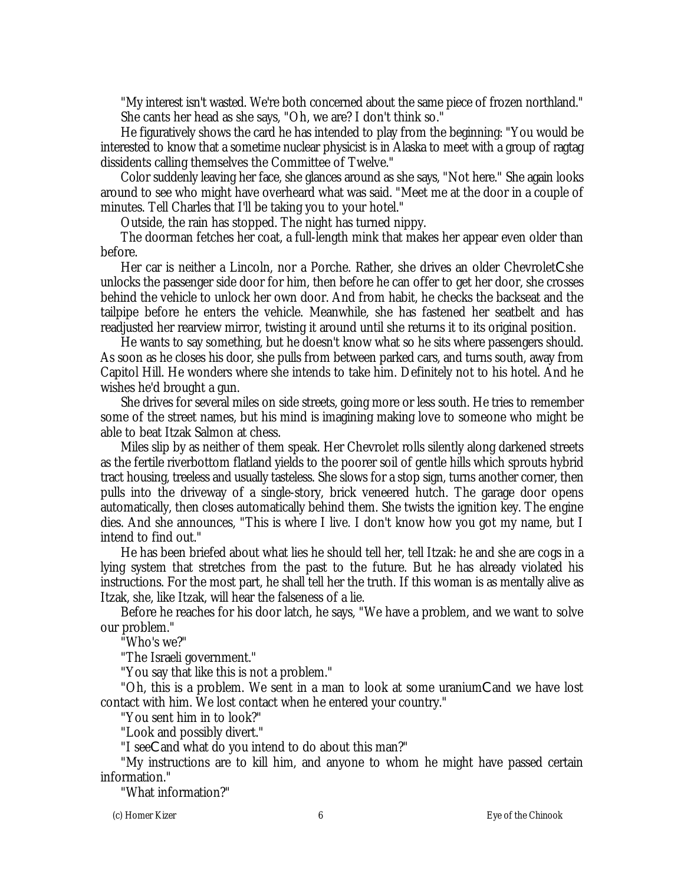"My interest isn't wasted. We're both concerned about the same piece of frozen northland."

She cants her head as she says, "Oh, we are? I don't think so."

He figuratively shows the card he has intended to play from the beginning: "You would be interested to know that a sometime nuclear physicist is in Alaska to meet with a group of ragtag dissidents calling themselves the Committee of Twelve."

Color suddenly leaving her face, she glances around as she says, "Not here." She again looks around to see who might have overheard what was said. "Meet me at the door in a couple of minutes. Tell Charles that I'll be taking you to your hotel."

Outside, the rain has stopped. The night has turned nippy.

The doorman fetches her coat, a full-length mink that makes her appear even older than before.

Her car is neither a Lincoln, nor a Porche. Rather, she drives an older ChevroletCshe unlocks the passenger side door for him, then before he can offer to get her door, she crosses behind the vehicle to unlock her own door. And from habit, he checks the backseat and the tailpipe before he enters the vehicle. Meanwhile, she has fastened her seatbelt and has readjusted her rearview mirror, twisting it around until she returns it to its original position.

He wants to say something, but he doesn't know what so he sits where passengers should. As soon as he closes his door, she pulls from between parked cars, and turns south, away from Capitol Hill. He wonders where she intends to take him. Definitely not to his hotel. And he wishes he'd brought a gun.

She drives for several miles on side streets, going more or less south. He tries to remember some of the street names, but his mind is imagining making love to someone who might be able to beat Itzak Salmon at chess.

Miles slip by as neither of them speak. Her Chevrolet rolls silently along darkened streets as the fertile riverbottom flatland yields to the poorer soil of gentle hills which sprouts hybrid tract housing, treeless and usually tasteless. She slows for a stop sign, turns another corner, then pulls into the driveway of a single-story, brick veneered hutch. The garage door opens automatically, then closes automatically behind them. She twists the ignition key. The engine dies. And she announces, "This is where I live. I don't know how you got my name, but I intend to find out."

He has been briefed about what lies he should tell her, tell Itzak: he and she are cogs in a lying system that stretches from the past to the future. But he has already violated his instructions. For the most part, he shall tell her the truth. If this woman is as mentally alive as Itzak, she, like Itzak, will hear the falseness of a lie.

Before he reaches for his door latch, he says, "We have a problem, and we want to solve our problem."

"Who's we?"

"The Israeli government."

"You say that like this is not a problem."

"Oh, this is a problem. We sent in a man to look at some uraniumCand we have lost contact with him. We lost contact when he entered your country."

"You sent him in to look?"

"Look and possibly divert."

"I seeCand what do you intend to do about this man?"

"My instructions are to kill him, and anyone to whom he might have passed certain information."

"What information?"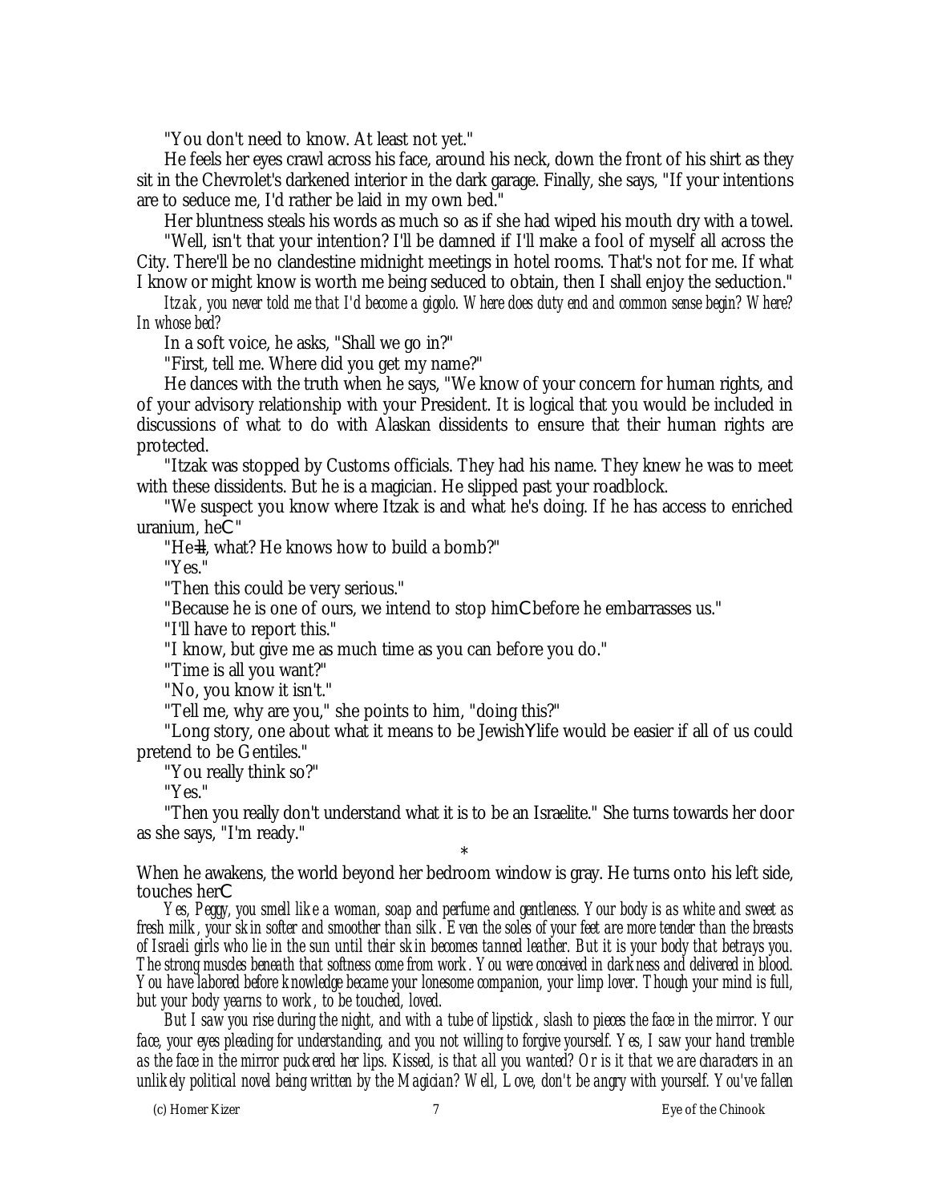"You don't need to know. At least not yet."

He feels her eyes crawl across his face, around his neck, down the front of his shirt as they sit in the Chevrolet's darkened interior in the dark garage. Finally, she says, "If your intentions are to seduce me, I'd rather be laid in my own bed."

Her bluntness steals his words as much so as if she had wiped his mouth dry with a towel.

"Well, isn't that your intention? I'll be damned if I'll make a fool of myself all across the City. There'll be no clandestine midnight meetings in hotel rooms. That's not for me. If what I know or might know is worth me being seduced to obtain, then I shall enjoy the seduction."

*Itzak, you never told me that I'd become a gigolo. Where does duty end and common sense begin? Where? In whose bed?*

In a soft voice, he asks, "Shall we go in?"

"First, tell me. Where did you get my name?"

He dances with the truth when he says, "We know of your concern for human rights, and of your advisory relationship with your President. It is logical that you would be included in discussions of what to do with Alaskan dissidents to ensure that their human rights are protected.

"Itzak was stopped by Customs officials. They had his name. They knew he was to meet with these dissidents. But he is a magician. He slipped past your roadblock.

"We suspect you know where Itzak is and what he's doing. If he has access to enriched uranium, he—"

"He—, what? He knows how to build a bomb?"

"Yes."

"Then this could be very serious."

"Because he is one of ours, we intend to stop him—before he embarrasses us."

"I'll have to report this."

"I know, but give me as much time as you can before you do."

"Time is all you want?"

"No, you know it isn't."

"Tell me, why are you," she points to him, "doing this?"

"Long story, one about what it means to be Jewish…life would be easier if all of us could pretend to be Gentiles."

"You really think so?"

"Yes."

"Then you really don't understand what it is to be an Israelite." She turns towards her door as she says, "I'm ready."

*

When he awakens, the world beyond her bedroom window is gray. He turns onto his left side, touches her—

*Yes, Peggy, you smell like a woman, soap and perfume and gentleness. Your body is as white and sweet as fresh milk, your skin softer and smoother than silk. Even the soles of your feet are more tender than the breasts of Israeli girls who lie in the sun until their skin becomes tanned leather. But it is your body that betrays you. The strong muscles beneath that softness come from work. You were conceived in darkness and delivered in blood. You have labored before knowledge became your lonesome companion, your limp lover. Though your mind is full, but your body yearns to work, to be touched, loved.*

*But I saw you rise during the night, and with a tube of lipstick, slash to pieces the face in the mirror. Your face, your eyes pleading for understanding, and you not willing to forgive yourself. Yes, I saw your hand tremble as the face in the mirror puckered her lips. Kissed, is that all you wanted? Or is it that we are characters in an unlikely political novel being written by the Magician? Well, Love, don't be angry with yourself. You've fallen*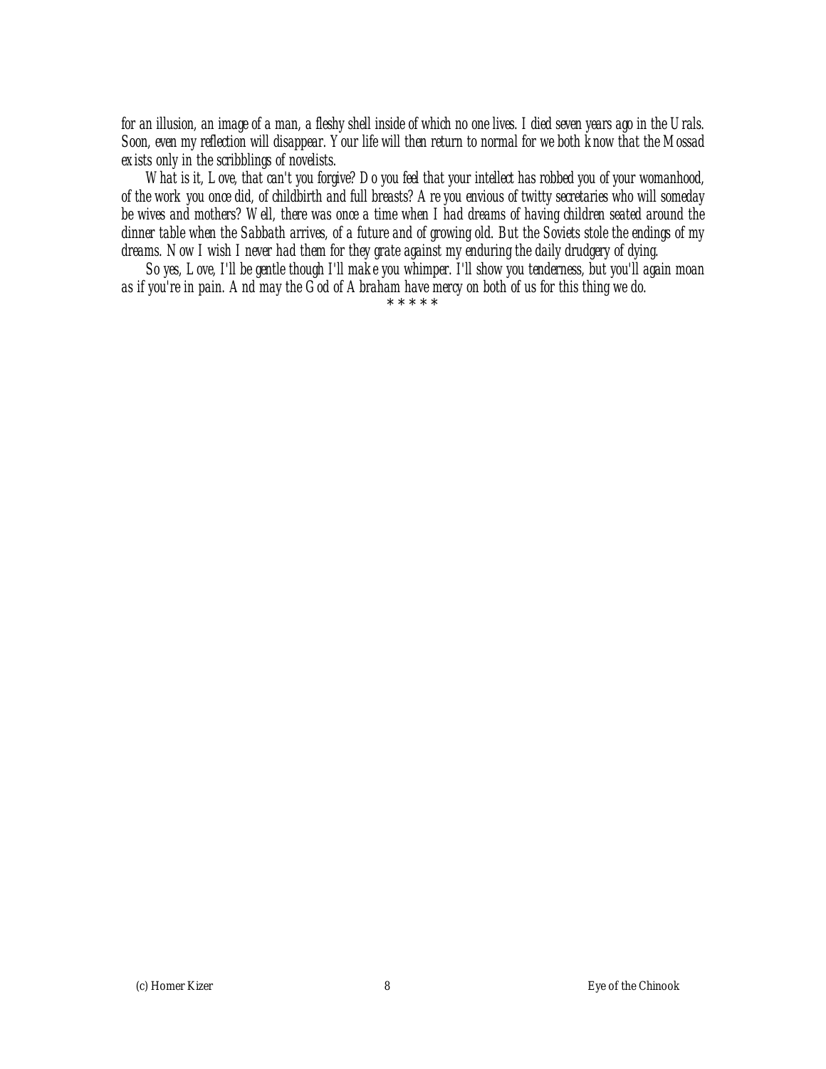*for an illusion, an image of a man, a fleshy shell inside of which no one lives. I died seven years ago in the Urals. Soon, even my reflection will disappear. Your life will then return to normal for we both know that the Mossad exists only in the scribblings of novelists.*

*What is it, Love, that can't you forgive? Do you feel that your intellect has robbed you of your womanhood, of the work you once did, of childbirth and full breasts? Are you envious of twitty secretaries who will someday be wives and mothers? Well, there was once a time when I had dreams of having children seated around the dinner table when the Sabbath arrives, of a future and of growing old. But the Soviets stole the endings of my dreams. Now I wish I never had them for they grate against my enduring the daily drudgery of dying.*

*So yes, Love, I'll be gentle though I'll make you whimper. I'll show you tenderness, but you'll again moan as if you're in pain. And may the God of Abraham have mercy on both of us for this thing we do.*

\* \* \* \* \*